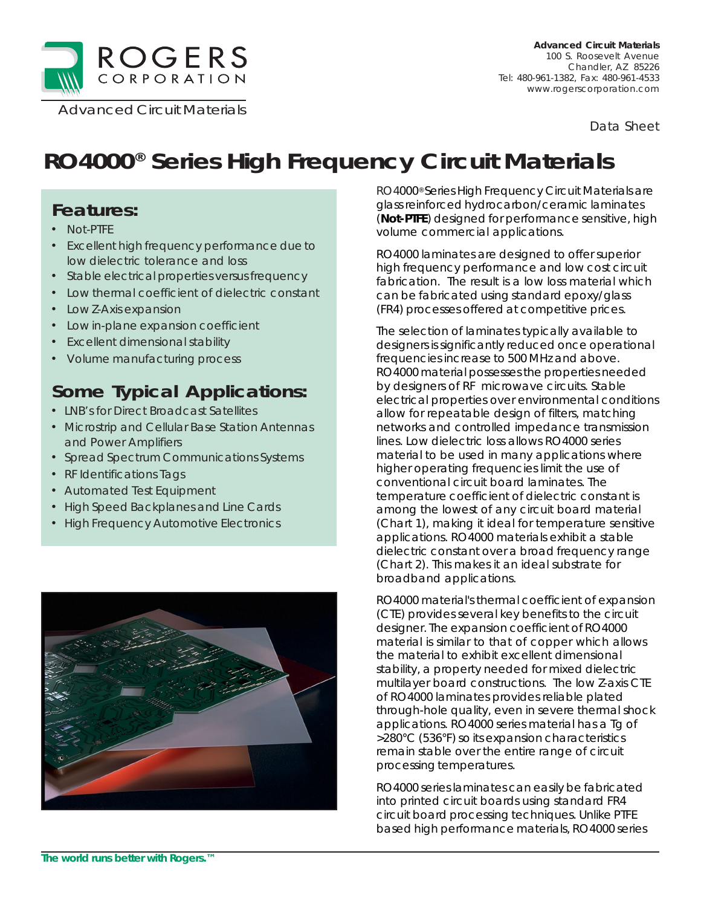Advanced Circuit Materials

**Advanced Circuit Materials**
100 S. Roosevelt Avenue
Chandler, AZ 85226
Tel: 480-961-1382, Fax: 480-961-4533
www.rogerscorporation.com

Data Sheet

# RO4000® Series High Frequency Circuit Materials

## Features:

- Not-PTFE
- Excellent high frequency performance due to low dielectric tolerance and loss
- Stable electrical properties versus frequency
- Low thermal coefficient of dielectric constant
- Low Z-Axis expansion
- Low in-plane expansion coefficient
- Excellent dimensional stability
- Volume manufacturing process

## Some Typical Applications:

- LNB's for Direct Broadcast Satellites
- Microstrip and Cellular Base Station Antennas and Power Amplifiers
- Spread Spectrum Communications Systems
- RF Identifications Tags
- Automated Test Equipment
- High Speed Backplanes and Line Cards
- High Frequency Automotive Electronics

RO4000® Series High Frequency Circuit Materials are glass reinforced hydrocarbon/ceramic laminates (**Not-PTFE**) designed for performance sensitive, high volume commercial applications.

RO4000 laminates are designed to offer superior high frequency performance and low cost circuit fabrication. The result is a low loss material which can be fabricated using standard epoxy/glass (FR4) processes offered at competitive prices.

The selection of laminates typically available to designers is significantly reduced once operational frequencies increase to 500 MHz and above. RO4000 material possesses the properties needed by designers of RF microwave circuits. Stable electrical properties over environmental conditions allow for repeatable design of filters, matching networks and controlled impedance transmission lines. Low dielectric loss allows RO4000 series material to be used in many applications where higher operating frequencies limit the use of conventional circuit board laminates. The temperature coefficient of dielectric constant is among the lowest of any circuit board material (Chart 1), making it ideal for temperature sensitive applications. RO4000 materials exhibit a stable dielectric constant over a broad frequency range (Chart 2). This makes it an ideal substrate for broadband applications.

RO4000 material's thermal coefficient of expansion (CTE) provides several key benefits to the circuit designer. The expansion coefficient of RO4000 material is similar to that of copper which allows the material to exhibit excellent dimensional stability, a property needed for mixed dielectric multilayer board constructions. The low Z-axis CTE of RO4000 laminates provides reliable plated through-hole quality, even in severe thermal shock applications. RO4000 series material has a Tg of >280°C (536°F) so its expansion characteristics remain stable over the entire range of circuit processing temperatures.

RO4000 series laminates can easily be fabricated into printed circuit boards using standard FR4 circuit board processing techniques. Unlike PTFE based high performance materials, RO4000 series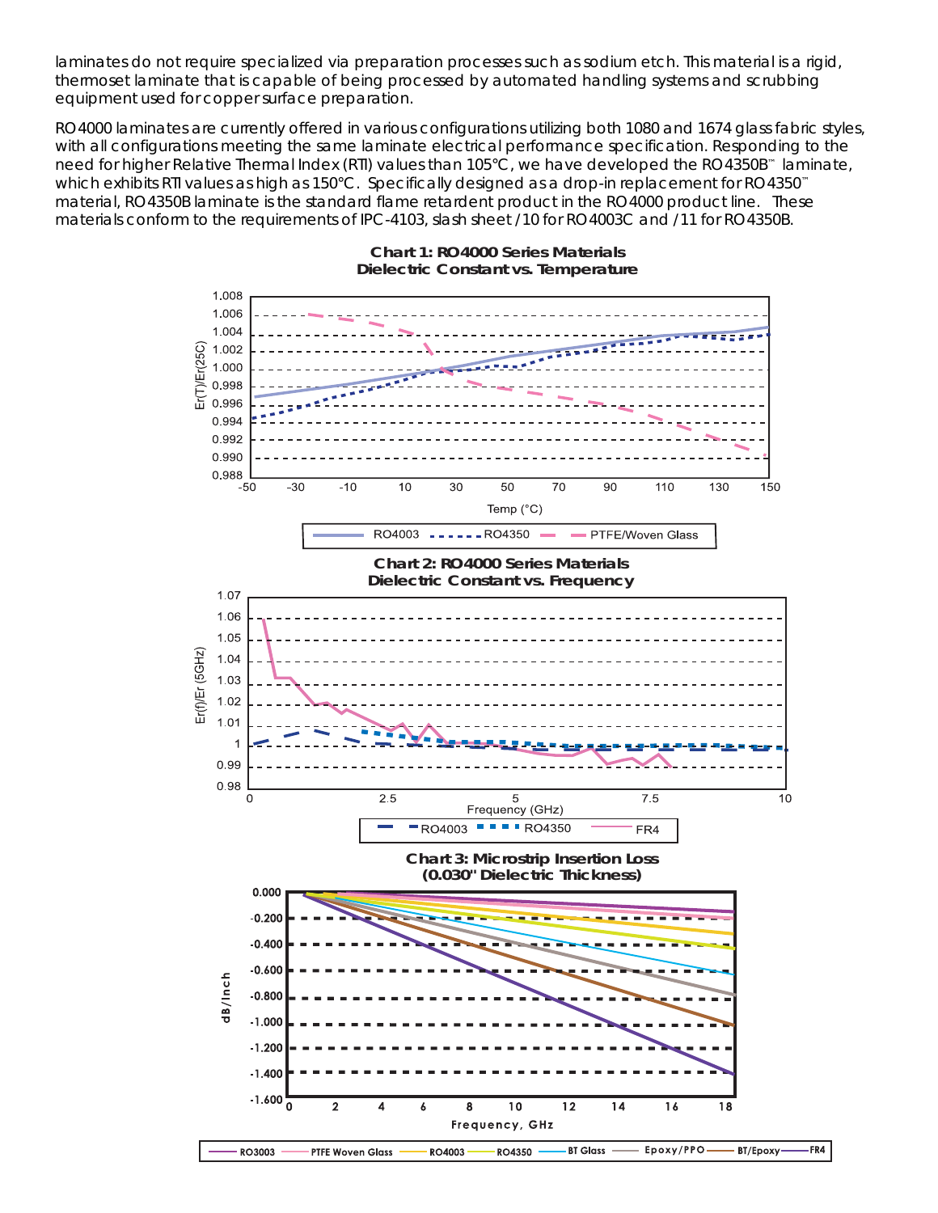laminates do not require specialized via preparation processes such as sodium etch. This material is a rigid, thermoset laminate that is capable of being processed by automated handling systems and scrubbing equipment used for copper surface preparation.

RO4000 laminates are currently offered in various configurations utilizing both 1080 and 1674 glass fabric styles, with all configurations meeting the same laminate electrical performance specification. Responding to the need for higher Relative Thermal Index (RTI) values than 105°C, we have developed the RO4350B™ laminate, which exhibits RTI values as high as 150°C. Specifically designed as a drop-in replacement for RO4350™ material, RO4350B laminate is the standard flame retardent product in the RO4000 product line. These materials conform to the requirements of IPC-4103, slash sheet /10 for RO4003C and /11 for RO4350B.

**Chart 1: RO4000 Series Materials Dielectric Constant vs. Temperature**

Er(T)/Er(25C) vs. Temp (°C) — RO4003, RO4350, PTFE/Woven Glass

**Chart 2: RO4000 Series Materials Dielectric Constant vs. Frequency**

Er(f)/Er (5GHz) vs. Frequency (GHz) — RO4003, RO4350, FR4

**Chart 3: Microstrip Insertion Loss (0.030" Dielectric Thickness)**

dB/Inch vs. Frequency, GHz — RO3003, PTFE Woven Glass, RO4003, RO4350, BT Glass, Epoxy/PPO, BT/Epoxy, FR4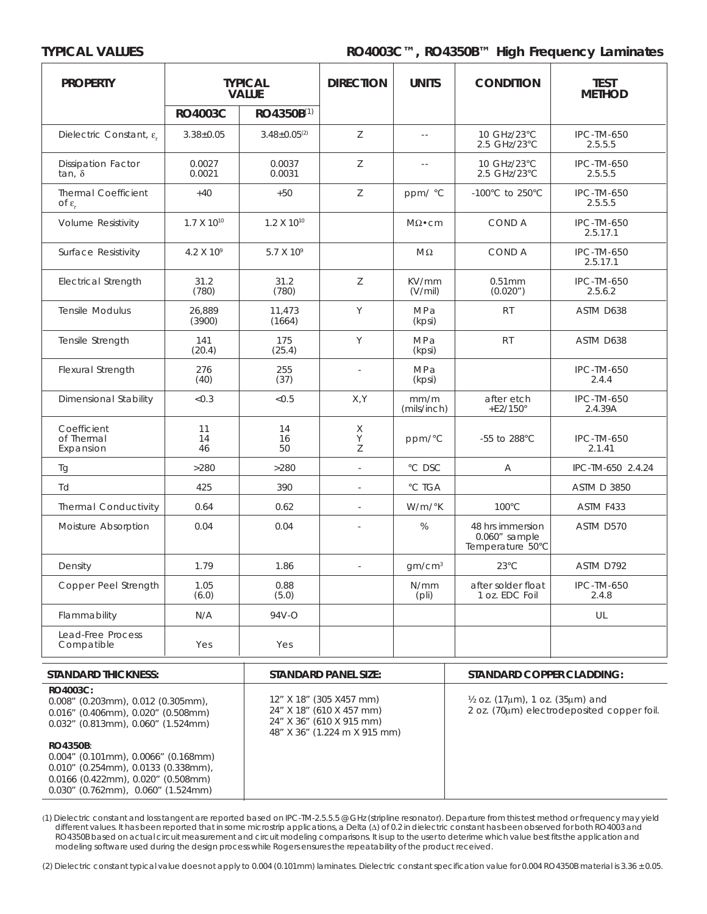## TYPICAL VALUES

## RO4003C™, RO4350B™ High Frequency Laminates

| PROPERTY | TYPICAL VALUE | | DIRECTION | UNITS | CONDITION | TEST METHOD |
|---|---|---|---|---|---|---|
| | RO4003C | RO4350B[1] | | | | |
| Dielectric Constant, $\varepsilon_r$ | 3.38±0.05 | 3.48±0.05[2] | Z | -- | 10 GHz/23°C 2.5 GHz/23°C | IPC-TM-650 2.5.5.5 |
| Dissipation Factor tan, $\delta$ | 0.0027 0.0021 | 0.0037 0.0031 | Z | -- | 10 GHz/23°C 2.5 GHz/23°C | IPC-TM-650 2.5.5.5 |
| Thermal Coefficient of $\varepsilon_r$ | +40 | +50 | Z | ppm/ °C | -100°C to 250°C | IPC-TM-650 2.5.5.5 |
| Volume Resistivity | $1.7 \times 10^{10}$ | $1.2 \times 10^{10}$ | | MΩ•cm | COND A | IPC-TM-650 2.5.17.1 |
| Surface Resistivity | $4.2 \times 10^{9}$ | $5.7 \times 10^{9}$ | | MΩ | COND A | IPC-TM-650 2.5.17.1 |
| Electrical Strength | 31.2 (780) | 31.2 (780) | Z | KV/mm (V/mil) | 0.51mm (0.020") | IPC-TM-650 2.5.6.2 |
| Tensile Modulus | 26,889 (3900) | 11,473 (1664) | Y | MPa (kpsi) | RT | ASTM D638 |
| Tensile Strength | 141 (20.4) | 175 (25.4) | Y | MPa (kpsi) | RT | ASTM D638 |
| Flexural Strength | 276 (40) | 255 (37) | - | MPa (kpsi) | | IPC-TM-650 2.4.4 |
| Dimensional Stability | <0.3 | <0.5 | X,Y | mm/m (mils/inch) | after etch +E2/150° | IPC-TM-650 2.4.39A |
| Coefficient of Thermal Expansion | 11 14 46 | 14 16 50 | X Y Z | ppm/°C | -55 to 288°C | IPC-TM-650 2.1.41 |
| Tg | >280 | >280 | - | °C DSC | A | IPC-TM-650 2.4.24 |
| Td | 425 | 390 | - | °C TGA | | ASTM D 3850 |
| Thermal Conductivity | 0.64 | 0.62 | - | W/m/°K | 100°C | ASTM F433 |
| Moisture Absorption | 0.04 | 0.04 | - | % | 48 hrs immersion 0.060" sample Temperature 50°C | ASTM D570 |
| Density | 1.79 | 1.86 | - | gm/cm³ | 23°C | ASTM D792 |
| Copper Peel Strength | 1.05 (6.0) | 0.88 (5.0) | | N/mm (pli) | after solder float 1 oz. EDC Foil | IPC-TM-650 2.4.8 |
| Flammability | N/A | 94V-O | | | | UL |
| Lead-Free Process Compatible | Yes | Yes | | | | |

| STANDARD THICKNESS: | STANDARD PANEL SIZE: | STANDARD COPPER CLADDING: |
|---|---|---|
| **RO4003C:** 0.008" (0.203mm), 0.012 (0.305mm), 0.016" (0.406mm), 0.020" (0.508mm) 0.032" (0.813mm), 0.060" (1.524mm) **RO4350B**: 0.004" (0.101mm), 0.0066" (0.168mm) 0.010" (0.254mm), 0.0133 (0.338mm), 0.0166 (0.422mm), 0.020" (0.508mm) 0.030" (0.762mm), 0.060" (1.524mm) | 12" X 18" (305 X457 mm) 24" X 18" (610 X 457 mm) 24" X 36" (610 X 915 mm) 48" X 36" (1.224 m X 915 mm) | ½ oz. (17μm), 1 oz. (35μm) and 2 oz. (70μm) electrodeposited copper foil. |

(1) Dielectric constant and loss tangent are reported based on IPC-TM-2.5.5.5 @ GHz (stripline resonator). Departure from this test method or frequency may yield different values. It has been reported that in some microstrip applications, a Delta (Δ) of 0.2 in dielectric constant has been observed for both RO4003 and RO4350B based on actual circuit measurement and circuit modeling comparisons. It is up to the user to deterime which value best fits the application and modeling software used during the design process while Rogers ensures the repeatability of the product received.

(2) Dielectric constant typical value does not apply to 0.004 (0.101mm) laminates. Dielectric constant specification value for 0.004 RO4350B material is 3.36 ± 0.05.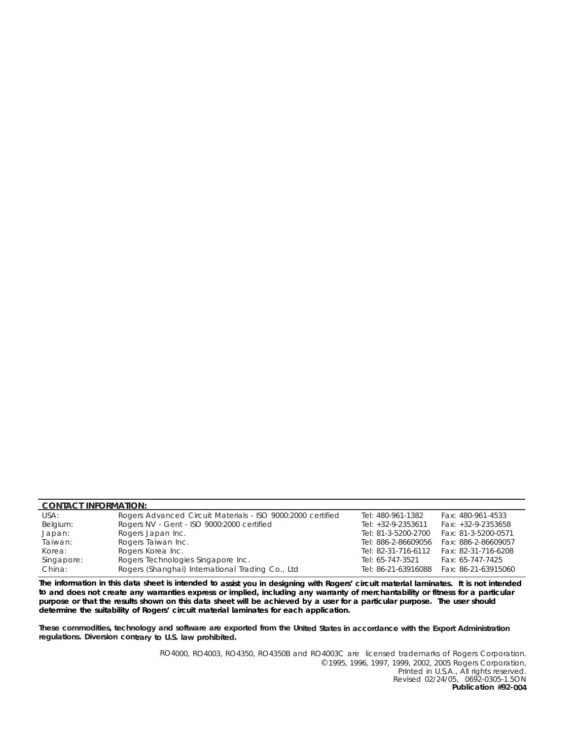**CONTACT INFORMATION:**

| | | | |
|---|---|---|---|
| USA: | Rogers Advanced Circuit Materials - ISO 9000:2000 certified | Tel: 480-961-1382 | Fax: 480-961-4533 |
| Belgium: | Rogers NV - Gent - ISO 9000:2000 certified | Tel: +32-9-2353611 | Fax: +32-9-2353658 |
| Japan: | Rogers Japan Inc. | Tel: 81-3-5200-2700 | Fax: 81-3-5200-0571 |
| Taiwan: | Rogers Taiwan Inc. | Tel: 886-2-86609056 | Fax: 886-2-86609057 |
| Korea: | Rogers Korea Inc. | Tel: 82-31-716-6112 | Fax: 82-31-716-6208 |
| Singapore: | Rogers Technologies Singapore Inc. | Tel: 65-747-3521 | Fax: 65-747-7425 |
| China: | Rogers (Shanghai) International Trading Co., Ltd | Tel: 86-21-63916088 | Fax: 86-21-63915060 |

**The information in this data sheet is intended to assist you in designing with Rogers' circuit material laminates. It is not intended to and does not create any warranties express or implied, including any warranty of merchantability or fitness for a particular purpose or that the results shown on this data sheet will be achieved by a user for a particular purpose. The user should determine the suitability of Rogers' circuit material laminates for each application.**

**These commodities, technology and software are exported from the United States in accordance with the Export Administration regulations. Diversion contrary to U.S. law prohibited.**

RO4000, RO4003, RO4350, RO4350B and RO4003C are licensed trademarks of Rogers Corporation.
© 1995, 1996, 1997, 1999, 2002, 2005 Rogers Corporation,
Printed in U.S.A., All rights reserved.
Revised 02/24/05, 0692-0305-1.5ON
**Publication #92-004**